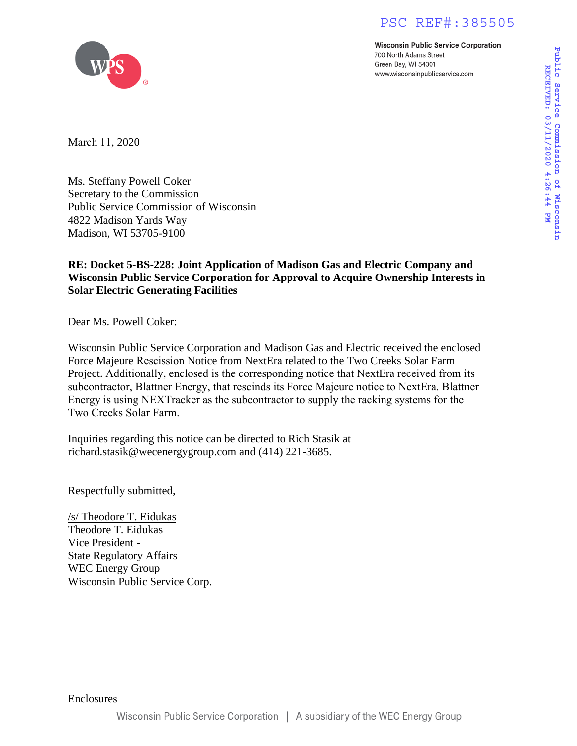PSC REF#:385505

**Wisconsin Public Service Corporation**
700 North Adams Street
Green Bay, WI 54301
www.wisconsinpublicservice.com

Public Service Commission of Wisconsin
RECEIVED: 03/11/2020 4:26:44 PM

March 11, 2020

Ms. Steffany Powell Coker
Secretary to the Commission
Public Service Commission of Wisconsin
4822 Madison Yards Way
Madison, WI 53705-9100

**RE: Docket 5-BS-228: Joint Application of Madison Gas and Electric Company and Wisconsin Public Service Corporation for Approval to Acquire Ownership Interests in Solar Electric Generating Facilities**

Dear Ms. Powell Coker:

Wisconsin Public Service Corporation and Madison Gas and Electric received the enclosed Force Majeure Rescission Notice from NextEra related to the Two Creeks Solar Farm Project. Additionally, enclosed is the corresponding notice that NextEra received from its subcontractor, Blattner Energy, that rescinds its Force Majeure notice to NextEra. Blattner Energy is using NEXTracker as the subcontractor to supply the racking systems for the Two Creeks Solar Farm.

Inquiries regarding this notice can be directed to Rich Stasik at richard.stasik@wecenergygroup.com and (414) 221-3685.

Respectfully submitted,

/s/ Theodore T. Eidukas
Theodore T. Eidukas
Vice President -
State Regulatory Affairs
WEC Energy Group
Wisconsin Public Service Corp.

Enclosures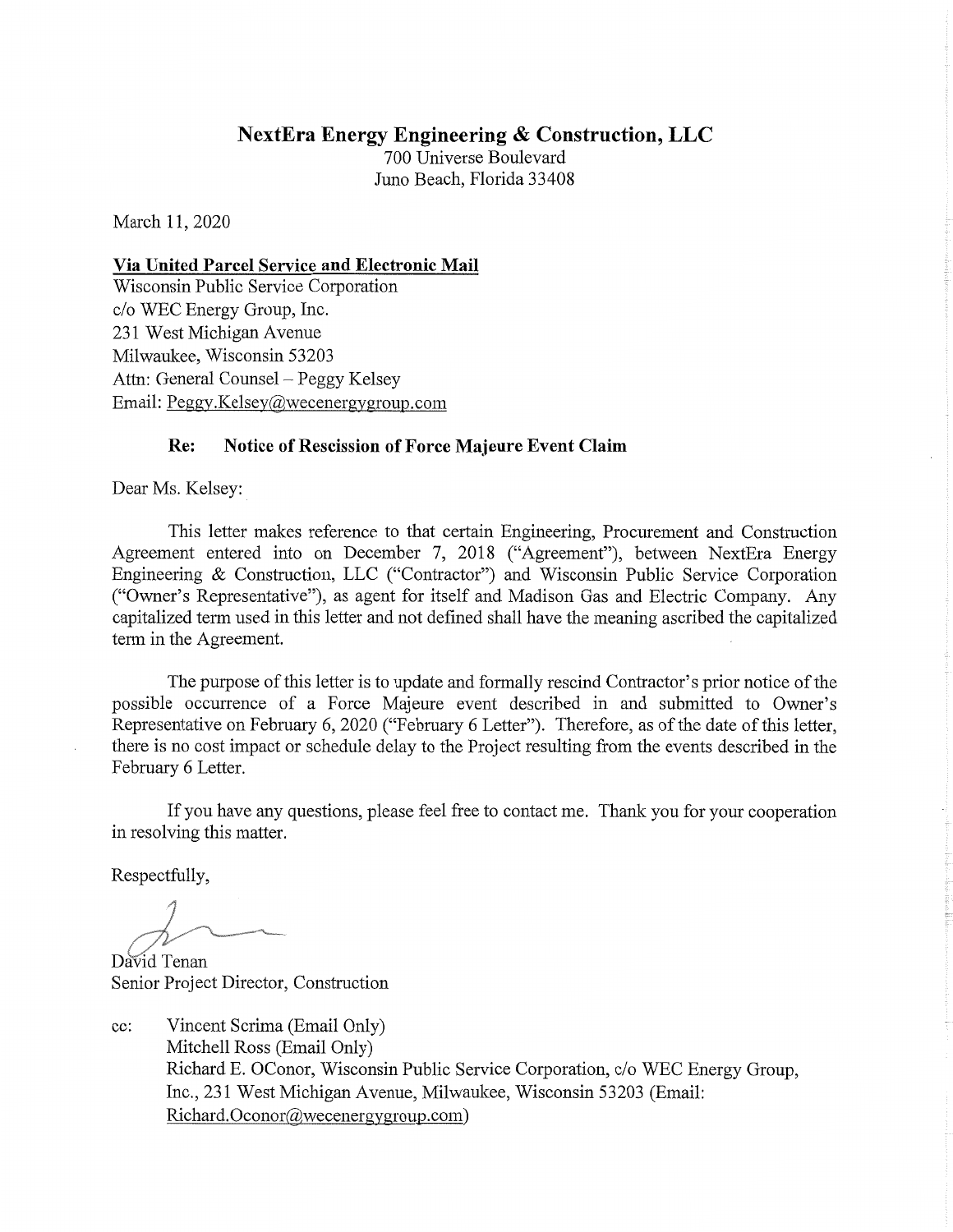# NextEra Energy Engineering & Construction, LLC

700 Universe Boulevard
Juno Beach, Florida 33408

March 11, 2020

**Via United Parcel Service and Electronic Mail**
Wisconsin Public Service Corporation
c/o WEC Energy Group, Inc.
231 West Michigan Avenue
Milwaukee, Wisconsin 53203
Attn: General Counsel – Peggy Kelsey
Email: Peggy.Kelsey@wecenergygroup.com

**Re: Notice of Rescission of Force Majeure Event Claim**

Dear Ms. Kelsey:

This letter makes reference to that certain Engineering, Procurement and Construction Agreement entered into on December 7, 2018 ("Agreement"), between NextEra Energy Engineering & Construction, LLC ("Contractor") and Wisconsin Public Service Corporation ("Owner's Representative"), as agent for itself and Madison Gas and Electric Company. Any capitalized term used in this letter and not defined shall have the meaning ascribed the capitalized term in the Agreement.

The purpose of this letter is to update and formally rescind Contractor's prior notice of the possible occurrence of a Force Majeure event described in and submitted to Owner's Representative on February 6, 2020 ("February 6 Letter"). Therefore, as of the date of this letter, there is no cost impact or schedule delay to the Project resulting from the events described in the February 6 Letter.

If you have any questions, please feel free to contact me. Thank you for your cooperation in resolving this matter.

Respectfully,

David Tenan
Senior Project Director, Construction

cc: Vincent Scrima (Email Only)
Mitchell Ross (Email Only)
Richard E. OConor, Wisconsin Public Service Corporation, c/o WEC Energy Group, Inc., 231 West Michigan Avenue, Milwaukee, Wisconsin 53203 (Email: Richard.Oconor@wecenergygroup.com)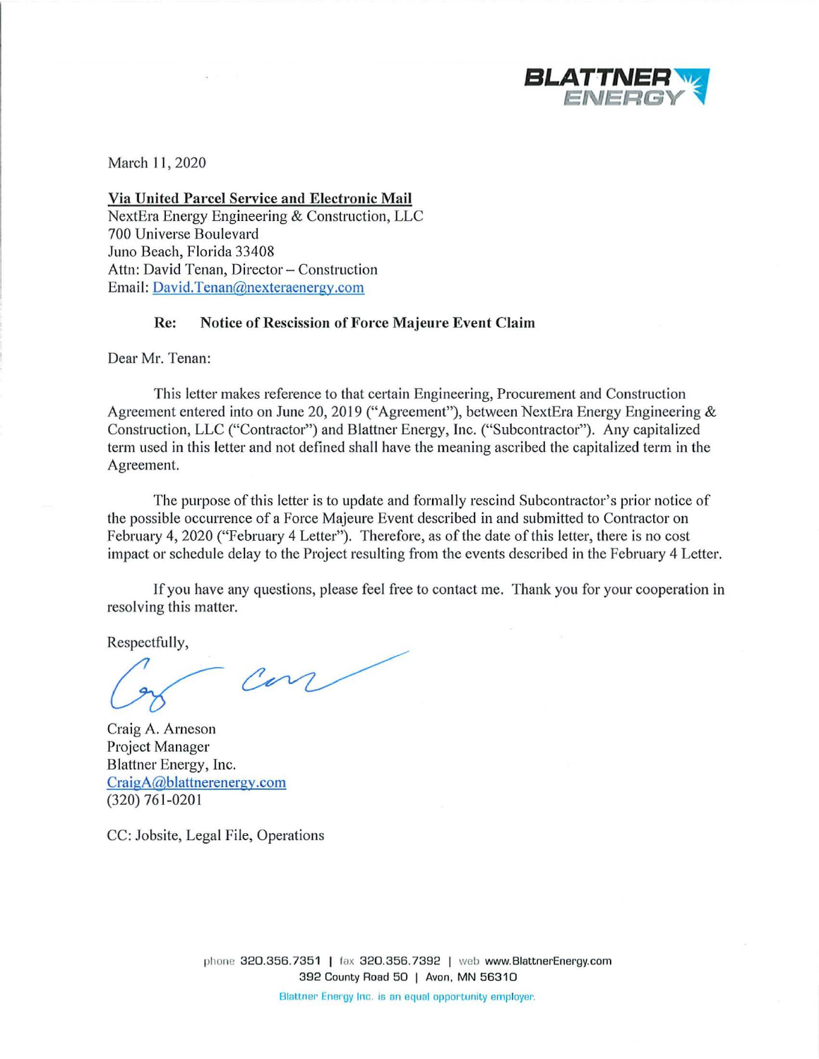BLATTNER ENERGY

March 11, 2020

**Via United Parcel Service and Electronic Mail**
NextEra Energy Engineering & Construction, LLC
700 Universe Boulevard
Juno Beach, Florida 33408
Attn: David Tenan, Director – Construction
Email: David.Tenan@nexteraenergy.com

**Re: Notice of Rescission of Force Majeure Event Claim**

Dear Mr. Tenan:

This letter makes reference to that certain Engineering, Procurement and Construction Agreement entered into on June 20, 2019 ("Agreement"), between NextEra Energy Engineering & Construction, LLC ("Contractor") and Blattner Energy, Inc. ("Subcontractor"). Any capitalized term used in this letter and not defined shall have the meaning ascribed the capitalized term in the Agreement.

The purpose of this letter is to update and formally rescind Subcontractor's prior notice of the possible occurrence of a Force Majeure Event described in and submitted to Contractor on February 4, 2020 ("February 4 Letter"). Therefore, as of the date of this letter, there is no cost impact or schedule delay to the Project resulting from the events described in the February 4 Letter.

If you have any questions, please feel free to contact me. Thank you for your cooperation in resolving this matter.

Respectfully,

Craig A. Arneson
Project Manager
Blattner Energy, Inc.
CraigA@blattnerenergy.com
(320) 761-0201

CC: Jobsite, Legal File, Operations

phone 320.356.7351 | fax 320.356.7392 | web www.BlattnerEnergy.com
392 County Road 50 | Avon, MN 56310
Blattner Energy Inc. is an equal opportunity employer.